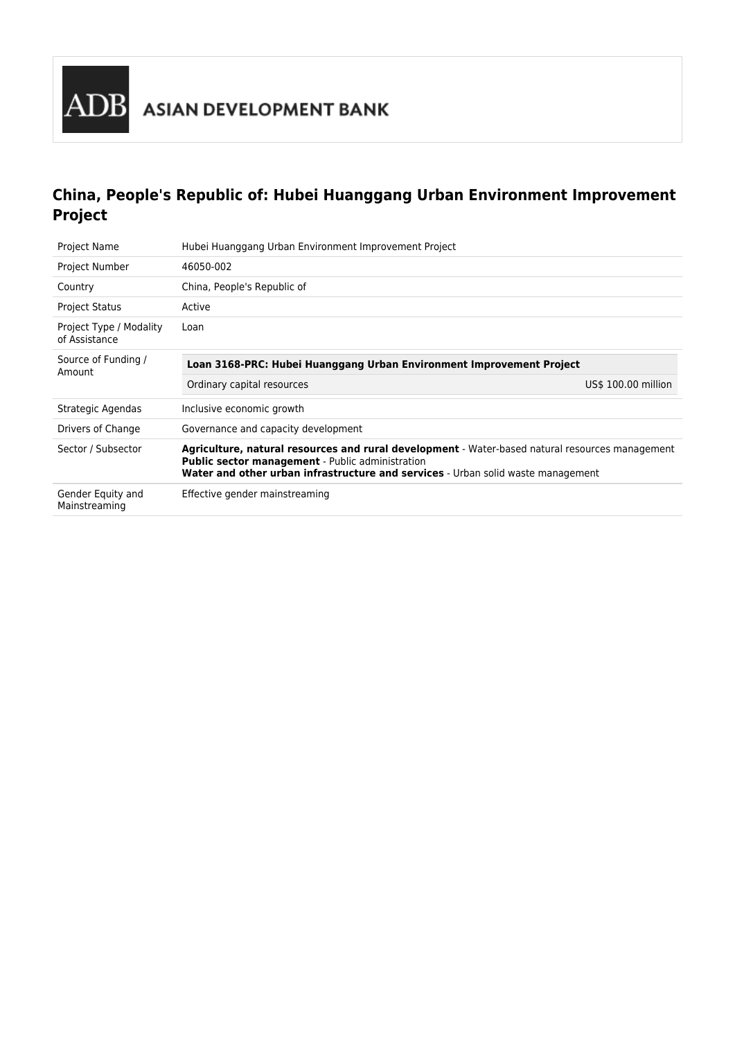ADB ASIAN DEVELOPMENT BANK

# China, People's Republic of: Hubei Huanggang Urban Environment Improvement Project

| | |
|---|---|
| Project Name | Hubei Huanggang Urban Environment Improvement Project |
| Project Number | 46050-002 |
| Country | China, People's Republic of |
| Project Status | Active |
| Project Type / Modality of Assistance | Loan |
| Source of Funding / Amount | **Loan 3168-PRC: Hubei Huanggang Urban Environment Improvement Project**<br>Ordinary capital resources US$ 100.00 million |
| Strategic Agendas | Inclusive economic growth |
| Drivers of Change | Governance and capacity development |
| Sector / Subsector | **Agriculture, natural resources and rural development** - Water-based natural resources management<br>**Public sector management** - Public administration<br>**Water and other urban infrastructure and services** - Urban solid waste management |
| Gender Equity and Mainstreaming | Effective gender mainstreaming |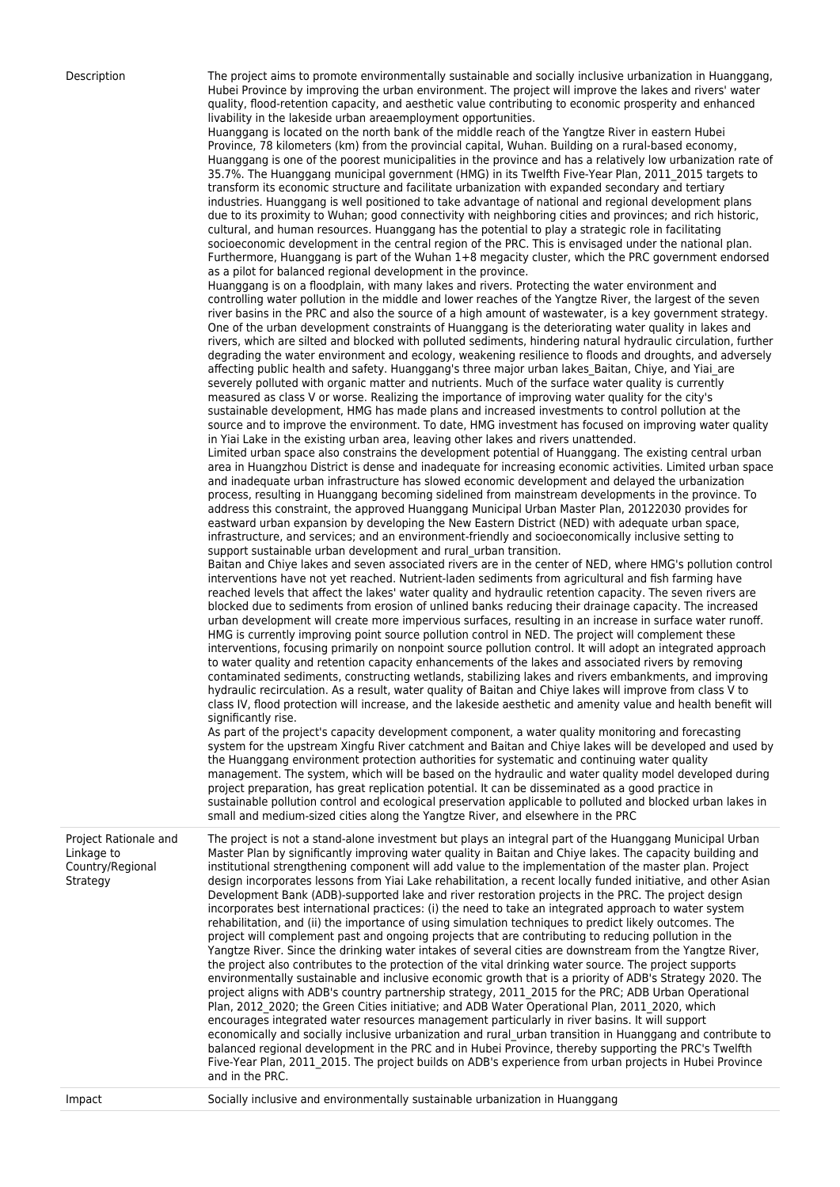| | |
|---|---|
| Description | The project aims to promote environmentally sustainable and socially inclusive urbanization in Huanggang, Hubei Province by improving the urban environment. The project will improve the lakes and rivers' water quality, flood-retention capacity, and aesthetic value contributing to economic prosperity and enhanced livability in the lakeside urban areaemployment opportunities.<br>Huanggang is located on the north bank of the middle reach of the Yangtze River in eastern Hubei Province, 78 kilometers (km) from the provincial capital, Wuhan. Building on a rural-based economy, Huanggang is one of the poorest municipalities in the province and has a relatively low urbanization rate of 35.7%. The Huanggang municipal government (HMG) in its Twelfth Five-Year Plan, 2011_2015 targets to transform its economic structure and facilitate urbanization with expanded secondary and tertiary industries. Huanggang is well positioned to take advantage of national and regional development plans due to its proximity to Wuhan; good connectivity with neighboring cities and provinces; and rich historic, cultural, and human resources. Huanggang has the potential to play a strategic role in facilitating socioeconomic development in the central region of the PRC. This is envisaged under the national plan. Furthermore, Huanggang is part of the Wuhan 1+8 megacity cluster, which the PRC government endorsed as a pilot for balanced regional development in the province.<br>Huanggang is on a floodplain, with many lakes and rivers. Protecting the water environment and controlling water pollution in the middle and lower reaches of the Yangtze River, the largest of the seven river basins in the PRC and also the source of a high amount of wastewater, is a key government strategy. One of the urban development constraints of Huanggang is the deteriorating water quality in lakes and rivers, which are silted and blocked with polluted sediments, hindering natural hydraulic circulation, further degrading the water environment and ecology, weakening resilience to floods and droughts, and adversely affecting public health and safety. Huanggang's three major urban lakes_Baitan, Chiye, and Yiai_are severely polluted with organic matter and nutrients. Much of the surface water quality is currently measured as class V or worse. Realizing the importance of improving water quality for the city's sustainable development, HMG has made plans and increased investments to control pollution at the source and to improve the environment. To date, HMG investment has focused on improving water quality in Yiai Lake in the existing urban area, leaving other lakes and rivers unattended.<br>Limited urban space also constrains the development potential of Huanggang. The existing central urban area in Huangzhou District is dense and inadequate for increasing economic activities. Limited urban space and inadequate urban infrastructure has slowed economic development and delayed the urbanization process, resulting in Huanggang becoming sidelined from mainstream developments in the province. To address this constraint, the approved Huanggang Municipal Urban Master Plan, 20122030 provides for eastward urban expansion by developing the New Eastern District (NED) with adequate urban space, infrastructure, and services; and an environment-friendly and socioeconomically inclusive setting to support sustainable urban development and rural_urban transition.<br>Baitan and Chiye lakes and seven associated rivers are in the center of NED, where HMG's pollution control interventions have not yet reached. Nutrient-laden sediments from agricultural and fish farming have reached levels that affect the lakes' water quality and hydraulic retention capacity. The seven rivers are blocked due to sediments from erosion of unlined banks reducing their drainage capacity. The increased urban development will create more impervious surfaces, resulting in an increase in surface water runoff. HMG is currently improving point source pollution control in NED. The project will complement these interventions, focusing primarily on nonpoint source pollution control. It will adopt an integrated approach to water quality and retention capacity enhancements of the lakes and associated rivers by removing contaminated sediments, constructing wetlands, stabilizing lakes and rivers embankments, and improving hydraulic recirculation. As a result, water quality of Baitan and Chiye lakes will improve from class V to class IV, flood protection will increase, and the lakeside aesthetic and amenity value and health benefit will significantly rise.<br>As part of the project's capacity development component, a water quality monitoring and forecasting system for the upstream Xingfu River catchment and Baitan and Chiye lakes will be developed and used by the Huanggang environment protection authorities for systematic and continuing water quality management. The system, which will be based on the hydraulic and water quality model developed during project preparation, has great replication potential. It can be disseminated as a good practice in sustainable pollution control and ecological preservation applicable to polluted and blocked urban lakes in small and medium-sized cities along the Yangtze River, and elsewhere in the PRC |
| Project Rationale and Linkage to Country/Regional Strategy | The project is not a stand-alone investment but plays an integral part of the Huanggang Municipal Urban Master Plan by significantly improving water quality in Baitan and Chiye lakes. The capacity building and institutional strengthening component will add value to the implementation of the master plan. Project design incorporates lessons from Yiai Lake rehabilitation, a recent locally funded initiative, and other Asian Development Bank (ADB)-supported lake and river restoration projects in the PRC. The project design incorporates best international practices: (i) the need to take an integrated approach to water system rehabilitation, and (ii) the importance of using simulation techniques to predict likely outcomes. The project will complement past and ongoing projects that are contributing to reducing pollution in the Yangtze River. Since the drinking water intakes of several cities are downstream from the Yangtze River, the project also contributes to the protection of the vital drinking water source. The project supports environmentally sustainable and inclusive economic growth that is a priority of ADB's Strategy 2020. The project aligns with ADB's country partnership strategy, 2011_2015 for the PRC; ADB Urban Operational Plan, 2012_2020; the Green Cities initiative; and ADB Water Operational Plan, 2011_2020, which encourages integrated water resources management particularly in river basins. It will support economically and socially inclusive urbanization and rural_urban transition in Huanggang and contribute to balanced regional development in the PRC and in Hubei Province, thereby supporting the PRC's Twelfth Five-Year Plan, 2011_2015. The project builds on ADB's experience from urban projects in Hubei Province and in the PRC. |
| Impact | Socially inclusive and environmentally sustainable urbanization in Huanggang |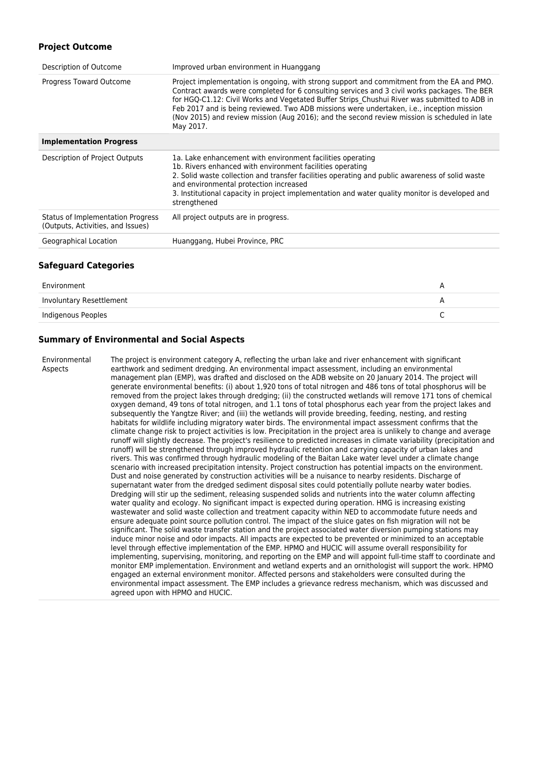## Project Outcome

| Description of Outcome | Improved urban environment in Huanggang |
|---|---|
| Progress Toward Outcome | Project implementation is ongoing, with strong support and commitment from the EA and PMO. Contract awards were completed for 6 consulting services and 3 civil works packages. The BER for HGQ-C1.12: Civil Works and Vegetated Buffer Strips_Chushui River was submitted to ADB in Feb 2017 and is being reviewed. Two ADB missions were undertaken, i.e., inception mission (Nov 2015) and review mission (Aug 2016); and the second review mission is scheduled in late May 2017. |
| **Implementation Progress** | |
| Description of Project Outputs | 1a. Lake enhancement with environment facilities operating<br>1b. Rivers enhanced with environment facilities operating<br>2. Solid waste collection and transfer facilities operating and public awareness of solid waste and environmental protection increased<br>3. Institutional capacity in project implementation and water quality monitor is developed and strengthened |
| Status of Implementation Progress (Outputs, Activities, and Issues) | All project outputs are in progress. |
| Geographical Location | Huanggang, Hubei Province, PRC |

## Safeguard Categories

| | |
|---|---|
| Environment | A |
| Involuntary Resettlement | A |
| Indigenous Peoples | C |

## Summary of Environmental and Social Aspects

| | |
|---|---|
| Environmental Aspects | The project is environment category A, reflecting the urban lake and river enhancement with significant earthwork and sediment dredging. An environmental impact assessment, including an environmental management plan (EMP), was drafted and disclosed on the ADB website on 20 January 2014. The project will generate environmental benefits: (i) about 1,920 tons of total nitrogen and 486 tons of total phosphorus will be removed from the project lakes through dredging; (ii) the constructed wetlands will remove 171 tons of chemical oxygen demand, 49 tons of total nitrogen, and 1.1 tons of total phosphorus each year from the project lakes and subsequently the Yangtze River; and (iii) the wetlands will provide breeding, feeding, nesting, and resting habitats for wildlife including migratory water birds. The environmental impact assessment confirms that the climate change risk to project activities is low. Precipitation in the project area is unlikely to change and average runoff will slightly decrease. The project's resilience to predicted increases in climate variability (precipitation and runoff) will be strengthened through improved hydraulic retention and carrying capacity of urban lakes and rivers. This was confirmed through hydraulic modeling of the Baitan Lake water level under a climate change scenario with increased precipitation intensity. Project construction has potential impacts on the environment. Dust and noise generated by construction activities will be a nuisance to nearby residents. Discharge of supernatant water from the dredged sediment disposal sites could potentially pollute nearby water bodies. Dredging will stir up the sediment, releasing suspended solids and nutrients into the water column affecting water quality and ecology. No significant impact is expected during operation. HMG is increasing existing wastewater and solid waste collection and treatment capacity within NED to accommodate future needs and ensure adequate point source pollution control. The impact of the sluice gates on fish migration will not be significant. The solid waste transfer station and the project associated water diversion pumping stations may induce minor noise and odor impacts. All impacts are expected to be prevented or minimized to an acceptable level through effective implementation of the EMP. HPMO and HUCIC will assume overall responsibility for implementing, supervising, monitoring, and reporting on the EMP and will appoint full-time staff to coordinate and monitor EMP implementation. Environment and wetland experts and an ornithologist will support the work. HPMO engaged an external environment monitor. Affected persons and stakeholders were consulted during the environmental impact assessment. The EMP includes a grievance redress mechanism, which was discussed and agreed upon with HPMO and HUCIC. |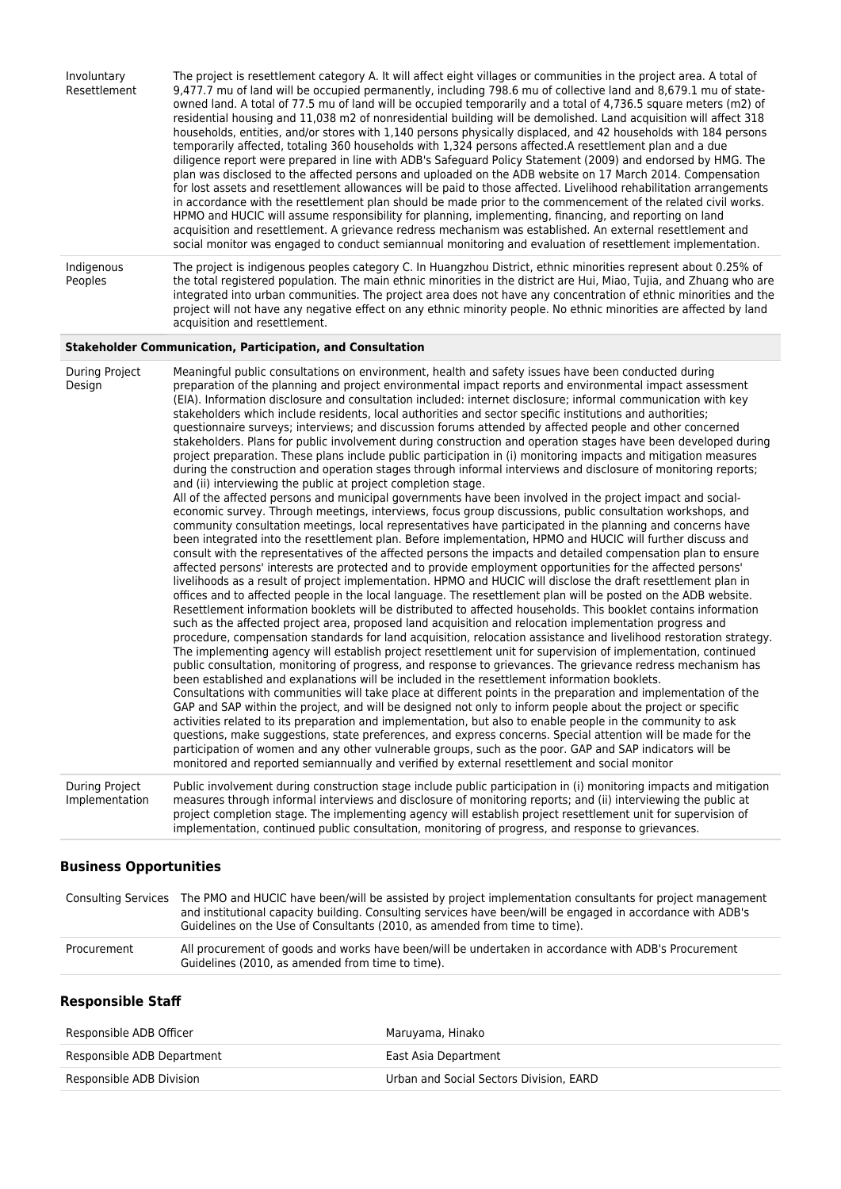| | |
|---|---|
| Involuntary Resettlement | The project is resettlement category A. It will affect eight villages or communities in the project area. A total of 9,477.7 mu of land will be occupied permanently, including 798.6 mu of collective land and 8,679.1 mu of state-owned land. A total of 77.5 mu of land will be occupied temporarily and a total of 4,736.5 square meters (m2) of residential housing and 11,038 m2 of nonresidential building will be demolished. Land acquisition will affect 318 households, entities, and/or stores with 1,140 persons physically displaced, and 42 households with 184 persons temporarily affected, totaling 360 households with 1,324 persons affected.A resettlement plan and a due diligence report were prepared in line with ADB's Safeguard Policy Statement (2009) and endorsed by HMG. The plan was disclosed to the affected persons and uploaded on the ADB website on 17 March 2014. Compensation for lost assets and resettlement allowances will be paid to those affected. Livelihood rehabilitation arrangements in accordance with the resettlement plan should be made prior to the commencement of the related civil works. HPMO and HUCIC will assume responsibility for planning, implementing, financing, and reporting on land acquisition and resettlement. A grievance redress mechanism was established. An external resettlement and social monitor was engaged to conduct semiannual monitoring and evaluation of resettlement implementation. |
| Indigenous Peoples | The project is indigenous peoples category C. In Huangzhou District, ethnic minorities represent about 0.25% of the total registered population. The main ethnic minorities in the district are Hui, Miao, Tujia, and Zhuang who are integrated into urban communities. The project area does not have any concentration of ethnic minorities and the project will not have any negative effect on any ethnic minority people. No ethnic minorities are affected by land acquisition and resettlement. |

**Stakeholder Communication, Participation, and Consultation**

| | |
|---|---|
| During Project Design | Meaningful public consultations on environment, health and safety issues have been conducted during preparation of the planning and project environmental impact reports and environmental impact assessment (EIA). Information disclosure and consultation included: internet disclosure; informal communication with key stakeholders which include residents, local authorities and sector specific institutions and authorities; questionnaire surveys; interviews; and discussion forums attended by affected people and other concerned stakeholders. Plans for public involvement during construction and operation stages have been developed during project preparation. These plans include public participation in (i) monitoring impacts and mitigation measures during the construction and operation stages through informal interviews and disclosure of monitoring reports; and (ii) interviewing the public at project completion stage.<br>All of the affected persons and municipal governments have been involved in the project impact and social-economic survey. Through meetings, interviews, focus group discussions, public consultation workshops, and community consultation meetings, local representatives have participated in the planning and concerns have been integrated into the resettlement plan. Before implementation, HPMO and HUCIC will further discuss and consult with the representatives of the affected persons the impacts and detailed compensation plan to ensure affected persons' interests are protected and to provide employment opportunities for the affected persons' livelihoods as a result of project implementation. HPMO and HUCIC will disclose the draft resettlement plan in offices and to affected people in the local language. The resettlement plan will be posted on the ADB website. Resettlement information booklets will be distributed to affected households. This booklet contains information such as the affected project area, proposed land acquisition and relocation implementation progress and procedure, compensation standards for land acquisition, relocation assistance and livelihood restoration strategy. The implementing agency will establish project resettlement unit for supervision of implementation, continued public consultation, monitoring of progress, and response to grievances. The grievance redress mechanism has been established and explanations will be included in the resettlement information booklets.<br>Consultations with communities will take place at different points in the preparation and implementation of the GAP and SAP within the project, and will be designed not only to inform people about the project or specific activities related to its preparation and implementation, but also to enable people in the community to ask questions, make suggestions, state preferences, and express concerns. Special attention will be made for the participation of women and any other vulnerable groups, such as the poor. GAP and SAP indicators will be monitored and reported semiannually and verified by external resettlement and social monitor |
| During Project Implementation | Public involvement during construction stage include public participation in (i) monitoring impacts and mitigation measures through informal interviews and disclosure of monitoring reports; and (ii) interviewing the public at project completion stage. The implementing agency will establish project resettlement unit for supervision of implementation, continued public consultation, monitoring of progress, and response to grievances. |

### Business Opportunities

| | |
|---|---|
| Consulting Services | The PMO and HUCIC have been/will be assisted by project implementation consultants for project management and institutional capacity building. Consulting services have been/will be engaged in accordance with ADB's Guidelines on the Use of Consultants (2010, as amended from time to time). |
| Procurement | All procurement of goods and works have been/will be undertaken in accordance with ADB's Procurement Guidelines (2010, as amended from time to time). |

### Responsible Staff

| | |
|---|---|
| Responsible ADB Officer | Maruyama, Hinako |
| Responsible ADB Department | East Asia Department |
| Responsible ADB Division | Urban and Social Sectors Division, EARD |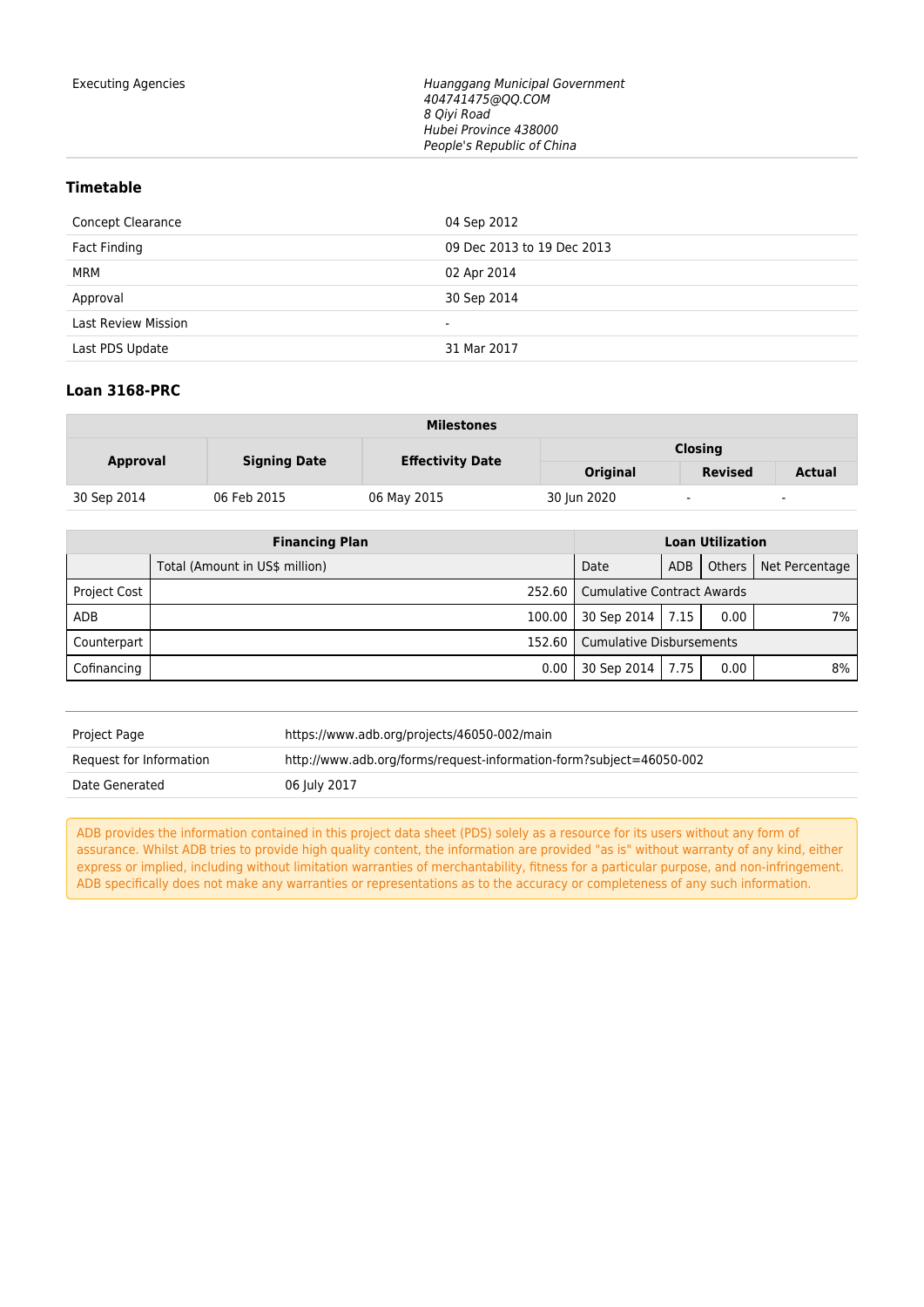| | |
|---|---|
| Executing Agencies | *Huanggang Municipal Government*<br>*404741475@QQ.COM*<br>*8 Qiyi Road*<br>*Hubei Province 438000*<br>*People's Republic of China* |

## Timetable

| | |
|---|---|
| Concept Clearance | 04 Sep 2012 |
| Fact Finding | 09 Dec 2013 to 19 Dec 2013 |
| MRM | 02 Apr 2014 |
| Approval | 30 Sep 2014 |
| Last Review Mission | - |
| Last PDS Update | 31 Mar 2017 |

## Loan 3168-PRC

| Milestones | | | | | |
|---|---|---|---|---|---|
| **Approval** | **Signing Date** | **Effectivity Date** | **Closing** | | |
| | | | **Original** | **Revised** | **Actual** |
| 30 Sep 2014 | 06 Feb 2015 | 06 May 2015 | 30 Jun 2020 | - | - |

| **Financing Plan** | | **Loan Utilization** | | | |
|---|---|---|---|---|---|
| | Total (Amount in US$ million) | Date | ADB | Others | Net Percentage |
| Project Cost | 252.60 | Cumulative Contract Awards | | | |
| ADB | 100.00 | 30 Sep 2014 | 7.15 | 0.00 | 7% |
| Counterpart | 152.60 | Cumulative Disbursements | | | |
| Cofinancing | 0.00 | 30 Sep 2014 | 7.75 | 0.00 | 8% |

| | |
|---|---|
| Project Page | https://www.adb.org/projects/46050-002/main |
| Request for Information | http://www.adb.org/forms/request-information-form?subject=46050-002 |
| Date Generated | 06 July 2017 |

ADB provides the information contained in this project data sheet (PDS) solely as a resource for its users without any form of assurance. Whilst ADB tries to provide high quality content, the information are provided "as is" without warranty of any kind, either express or implied, including without limitation warranties of merchantability, fitness for a particular purpose, and non-infringement. ADB specifically does not make any warranties or representations as to the accuracy or completeness of any such information.